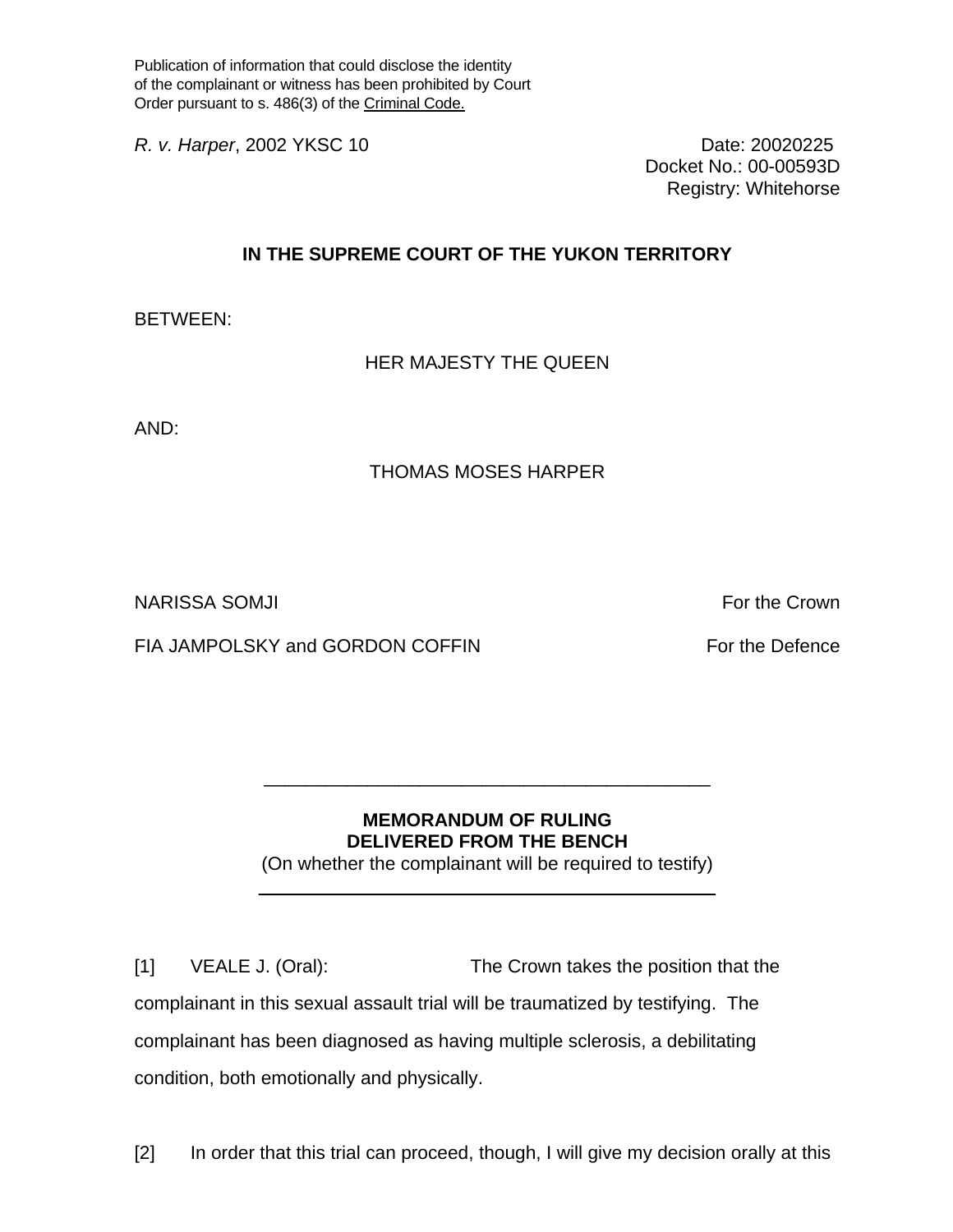Publication of information that could disclose the identity of the complainant or witness has been prohibited by Court Order pursuant to s. 486(3) of the Criminal Code.

*R. v. Harper*, 2002 YKSC 10

Date: 20020225
Docket No.: 00-00593D
Registry: Whitehorse

## IN THE SUPREME COURT OF THE YUKON TERRITORY

BETWEEN:

HER MAJESTY THE QUEEN

AND:

THOMAS MOSES HARPER

NARISSA SOMJI — For the Crown

FIA JAMPOLSKY and GORDON COFFIN — For the Defence

---

### MEMORANDUM OF RULING DELIVERED FROM THE BENCH

(On whether the complainant will be required to testify)

---

[1] VEALE J. (Oral): The Crown takes the position that the complainant in this sexual assault trial will be traumatized by testifying. The complainant has been diagnosed as having multiple sclerosis, a debilitating condition, both emotionally and physically.

[2] In order that this trial can proceed, though, I will give my decision orally at this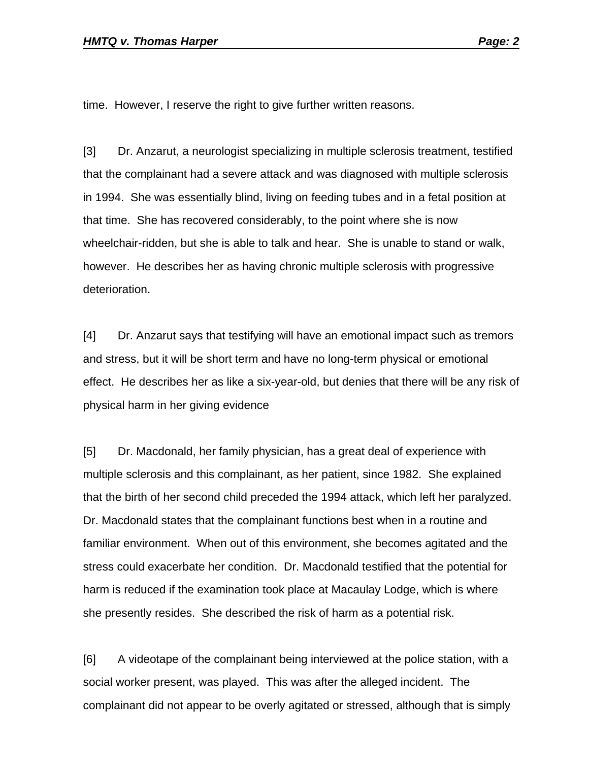time. However, I reserve the right to give further written reasons.

[3] Dr. Anzarut, a neurologist specializing in multiple sclerosis treatment, testified that the complainant had a severe attack and was diagnosed with multiple sclerosis in 1994. She was essentially blind, living on feeding tubes and in a fetal position at that time. She has recovered considerably, to the point where she is now wheelchair-ridden, but she is able to talk and hear. She is unable to stand or walk, however. He describes her as having chronic multiple sclerosis with progressive deterioration.

[4] Dr. Anzarut says that testifying will have an emotional impact such as tremors and stress, but it will be short term and have no long-term physical or emotional effect. He describes her as like a six-year-old, but denies that there will be any risk of physical harm in her giving evidence

[5] Dr. Macdonald, her family physician, has a great deal of experience with multiple sclerosis and this complainant, as her patient, since 1982. She explained that the birth of her second child preceded the 1994 attack, which left her paralyzed. Dr. Macdonald states that the complainant functions best when in a routine and familiar environment. When out of this environment, she becomes agitated and the stress could exacerbate her condition. Dr. Macdonald testified that the potential for harm is reduced if the examination took place at Macaulay Lodge, which is where she presently resides. She described the risk of harm as a potential risk.

[6] A videotape of the complainant being interviewed at the police station, with a social worker present, was played. This was after the alleged incident. The complainant did not appear to be overly agitated or stressed, although that is simply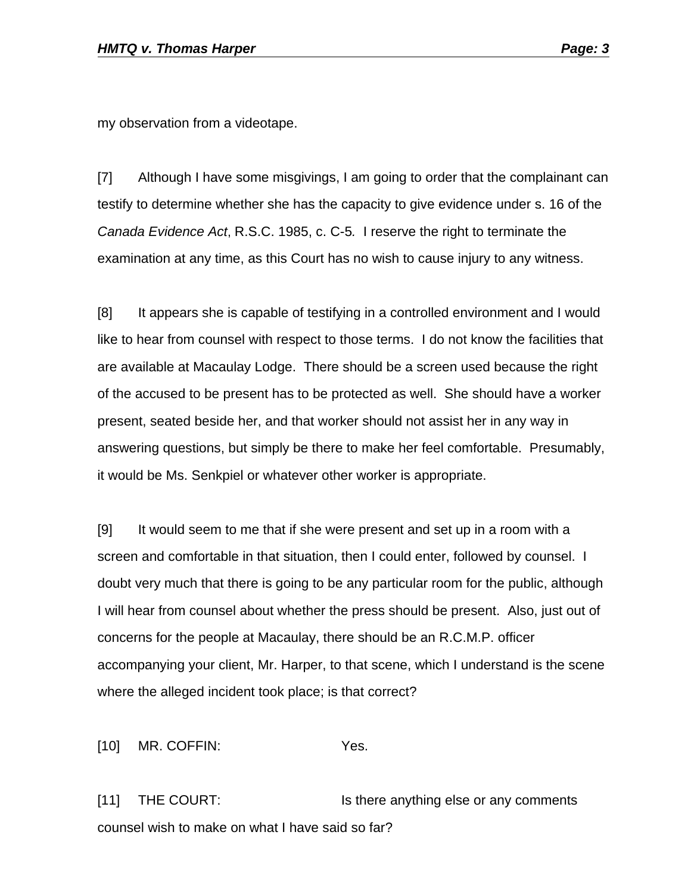my observation from a videotape.

[7] Although I have some misgivings, I am going to order that the complainant can testify to determine whether she has the capacity to give evidence under s. 16 of the *Canada Evidence Act*, R.S.C. 1985, c. C-5. I reserve the right to terminate the examination at any time, as this Court has no wish to cause injury to any witness.

[8] It appears she is capable of testifying in a controlled environment and I would like to hear from counsel with respect to those terms. I do not know the facilities that are available at Macaulay Lodge. There should be a screen used because the right of the accused to be present has to be protected as well. She should have a worker present, seated beside her, and that worker should not assist her in any way in answering questions, but simply be there to make her feel comfortable. Presumably, it would be Ms. Senkpiel or whatever other worker is appropriate.

[9] It would seem to me that if she were present and set up in a room with a screen and comfortable in that situation, then I could enter, followed by counsel. I doubt very much that there is going to be any particular room for the public, although I will hear from counsel about whether the press should be present. Also, just out of concerns for the people at Macaulay, there should be an R.C.M.P. officer accompanying your client, Mr. Harper, to that scene, which I understand is the scene where the alleged incident took place; is that correct?

[10] MR. COFFIN: Yes.

[11] THE COURT: Is there anything else or any comments counsel wish to make on what I have said so far?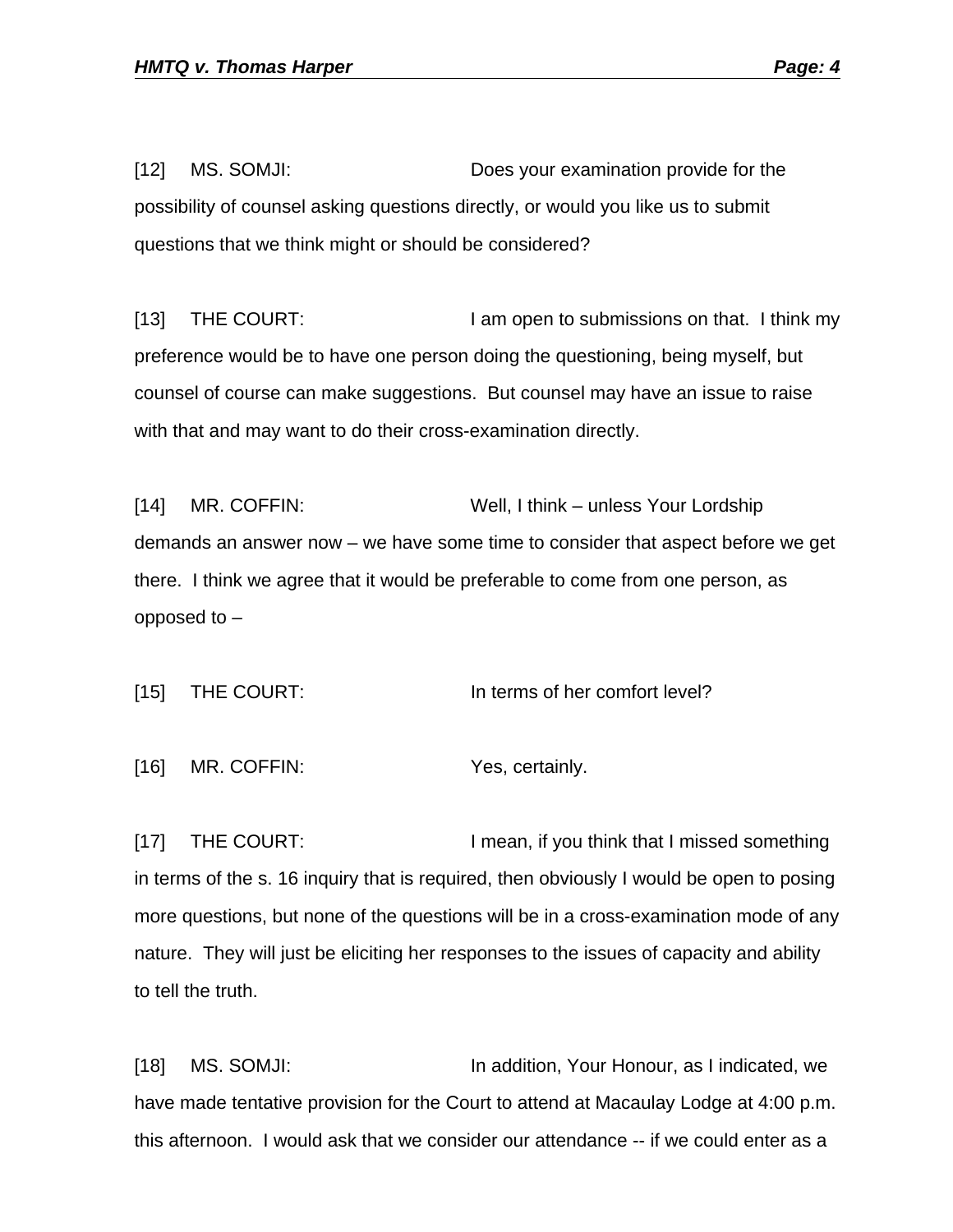[12] MS. SOMJI: Does your examination provide for the possibility of counsel asking questions directly, or would you like us to submit questions that we think might or should be considered?

[13] THE COURT: I am open to submissions on that. I think my preference would be to have one person doing the questioning, being myself, but counsel of course can make suggestions. But counsel may have an issue to raise with that and may want to do their cross-examination directly.

[14] MR. COFFIN: Well, I think – unless Your Lordship demands an answer now – we have some time to consider that aspect before we get there. I think we agree that it would be preferable to come from one person, as opposed to –

[15] THE COURT: In terms of her comfort level?

[16] MR. COFFIN: Yes, certainly.

[17] THE COURT: I mean, if you think that I missed something in terms of the s. 16 inquiry that is required, then obviously I would be open to posing more questions, but none of the questions will be in a cross-examination mode of any nature. They will just be eliciting her responses to the issues of capacity and ability to tell the truth.

[18] MS. SOMJI: In addition, Your Honour, as I indicated, we have made tentative provision for the Court to attend at Macaulay Lodge at 4:00 p.m. this afternoon. I would ask that we consider our attendance -- if we could enter as a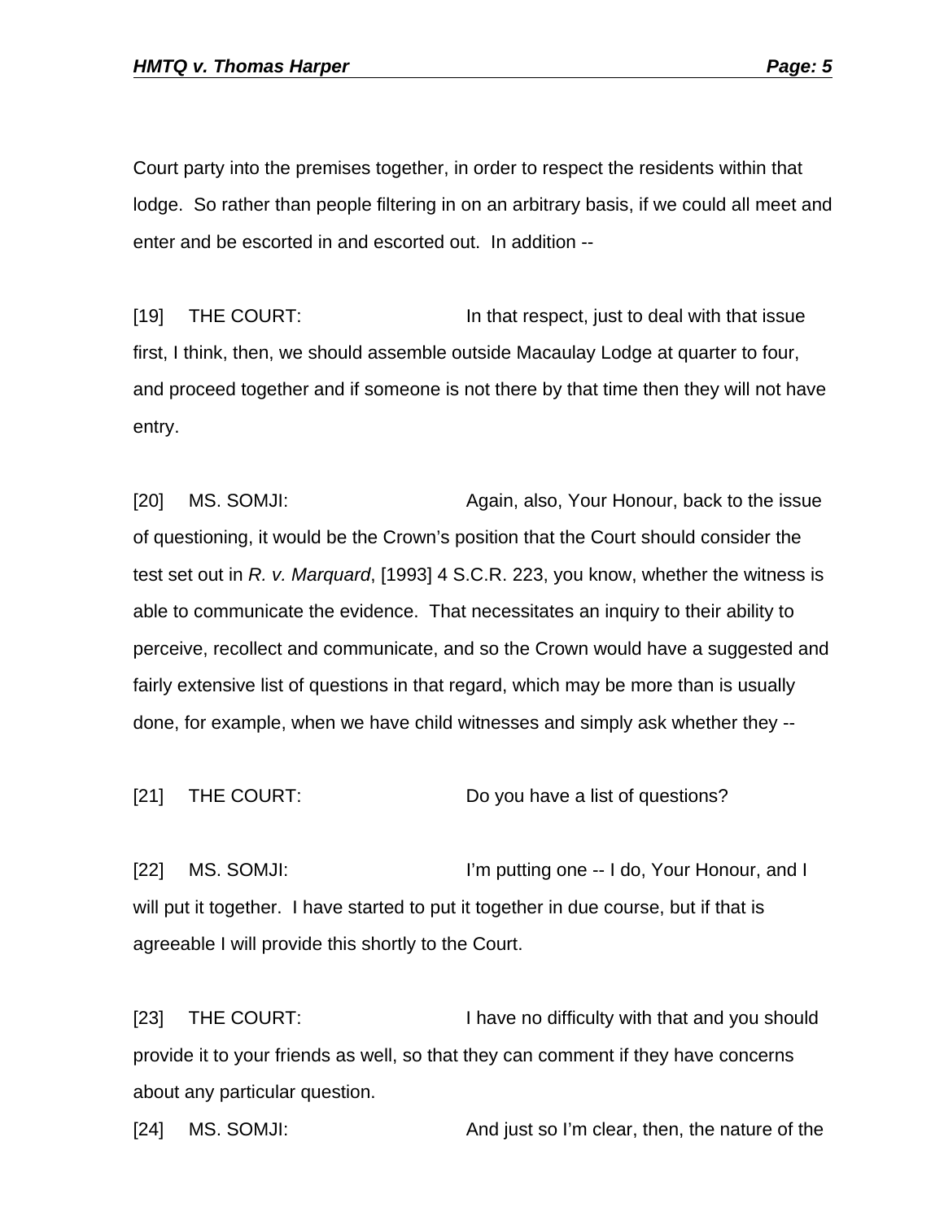Court party into the premises together, in order to respect the residents within that lodge. So rather than people filtering in on an arbitrary basis, if we could all meet and enter and be escorted in and escorted out. In addition --

[19] THE COURT: In that respect, just to deal with that issue first, I think, then, we should assemble outside Macaulay Lodge at quarter to four, and proceed together and if someone is not there by that time then they will not have entry.

[20] MS. SOMJI: Again, also, Your Honour, back to the issue of questioning, it would be the Crown's position that the Court should consider the test set out in *R. v. Marquard*, [1993] 4 S.C.R. 223, you know, whether the witness is able to communicate the evidence. That necessitates an inquiry to their ability to perceive, recollect and communicate, and so the Crown would have a suggested and fairly extensive list of questions in that regard, which may be more than is usually done, for example, when we have child witnesses and simply ask whether they --

[21] THE COURT: Do you have a list of questions?

[22] MS. SOMJI: I'm putting one -- I do, Your Honour, and I will put it together. I have started to put it together in due course, but if that is agreeable I will provide this shortly to the Court.

[23] THE COURT: I have no difficulty with that and you should provide it to your friends as well, so that they can comment if they have concerns about any particular question.

[24] MS. SOMJI: And just so I'm clear, then, the nature of the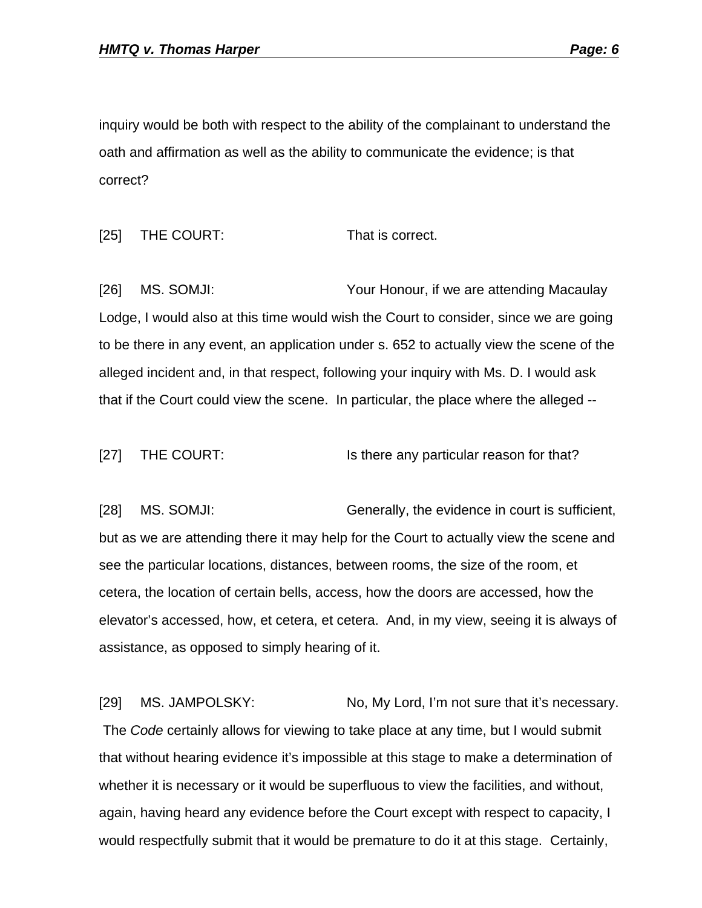inquiry would be both with respect to the ability of the complainant to understand the oath and affirmation as well as the ability to communicate the evidence; is that correct?

[25] THE COURT: That is correct.

[26] MS. SOMJI: Your Honour, if we are attending Macaulay Lodge, I would also at this time would wish the Court to consider, since we are going to be there in any event, an application under s. 652 to actually view the scene of the alleged incident and, in that respect, following your inquiry with Ms. D. I would ask that if the Court could view the scene. In particular, the place where the alleged --

[27] THE COURT: Is there any particular reason for that?

[28] MS. SOMJI: Generally, the evidence in court is sufficient, but as we are attending there it may help for the Court to actually view the scene and see the particular locations, distances, between rooms, the size of the room, et cetera, the location of certain bells, access, how the doors are accessed, how the elevator's accessed, how, et cetera, et cetera. And, in my view, seeing it is always of assistance, as opposed to simply hearing of it.

[29] MS. JAMPOLSKY: No, My Lord, I'm not sure that it's necessary. The *Code* certainly allows for viewing to take place at any time, but I would submit that without hearing evidence it's impossible at this stage to make a determination of whether it is necessary or it would be superfluous to view the facilities, and without, again, having heard any evidence before the Court except with respect to capacity, I would respectfully submit that it would be premature to do it at this stage. Certainly,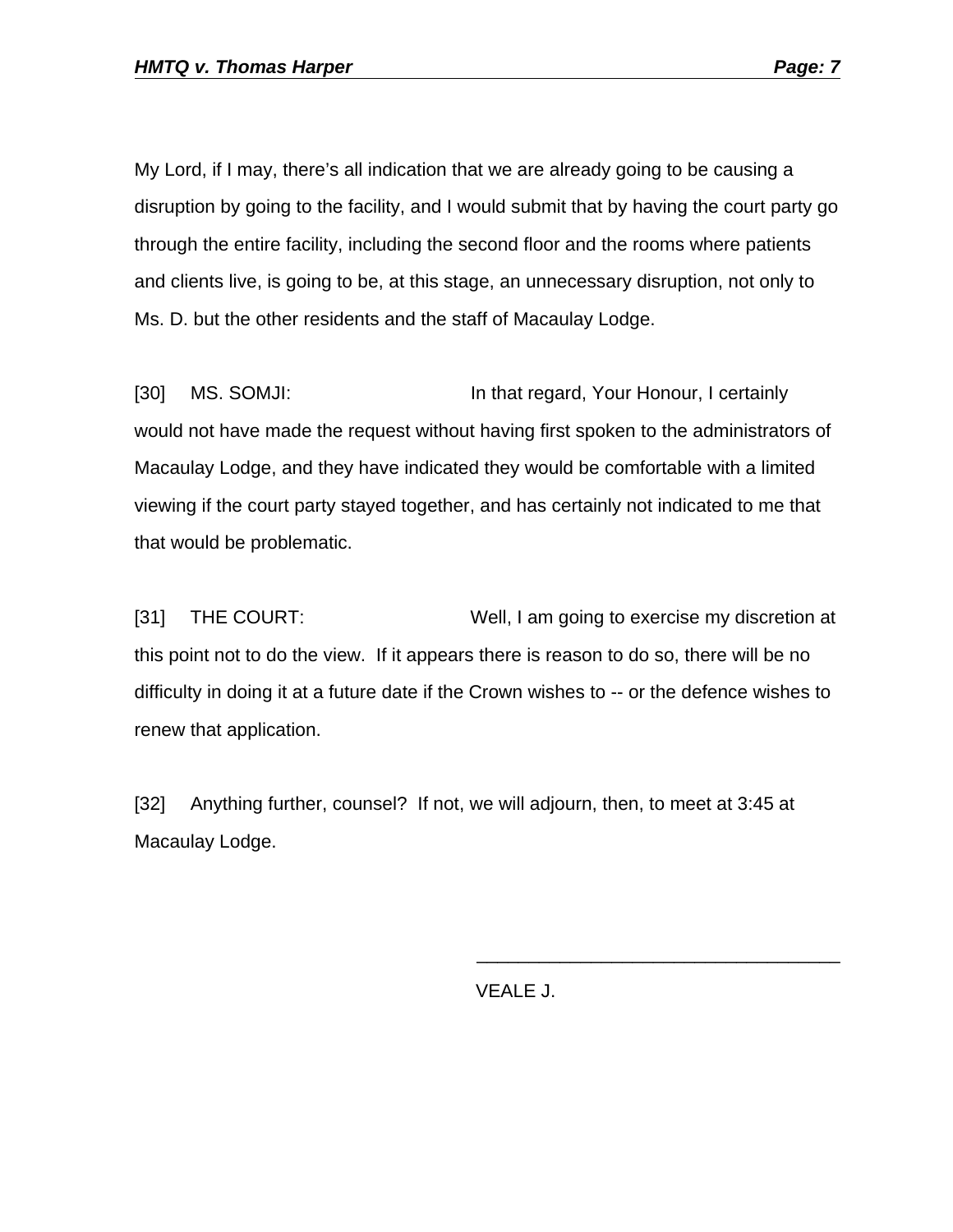My Lord, if I may, there's all indication that we are already going to be causing a disruption by going to the facility, and I would submit that by having the court party go through the entire facility, including the second floor and the rooms where patients and clients live, is going to be, at this stage, an unnecessary disruption, not only to Ms. D. but the other residents and the staff of Macaulay Lodge.

[30] MS. SOMJI: In that regard, Your Honour, I certainly would not have made the request without having first spoken to the administrators of Macaulay Lodge, and they have indicated they would be comfortable with a limited viewing if the court party stayed together, and has certainly not indicated to me that that would be problematic.

[31] THE COURT: Well, I am going to exercise my discretion at this point not to do the view. If it appears there is reason to do so, there will be no difficulty in doing it at a future date if the Crown wishes to -- or the defence wishes to renew that application.

[32] Anything further, counsel? If not, we will adjourn, then, to meet at 3:45 at Macaulay Lodge.

\_\_\_\_\_\_\_\_\_\_\_\_\_\_\_\_\_\_\_\_\_\_\_\_\_\_\_\_\_\_\_\_\_\_\_

VEALE J.